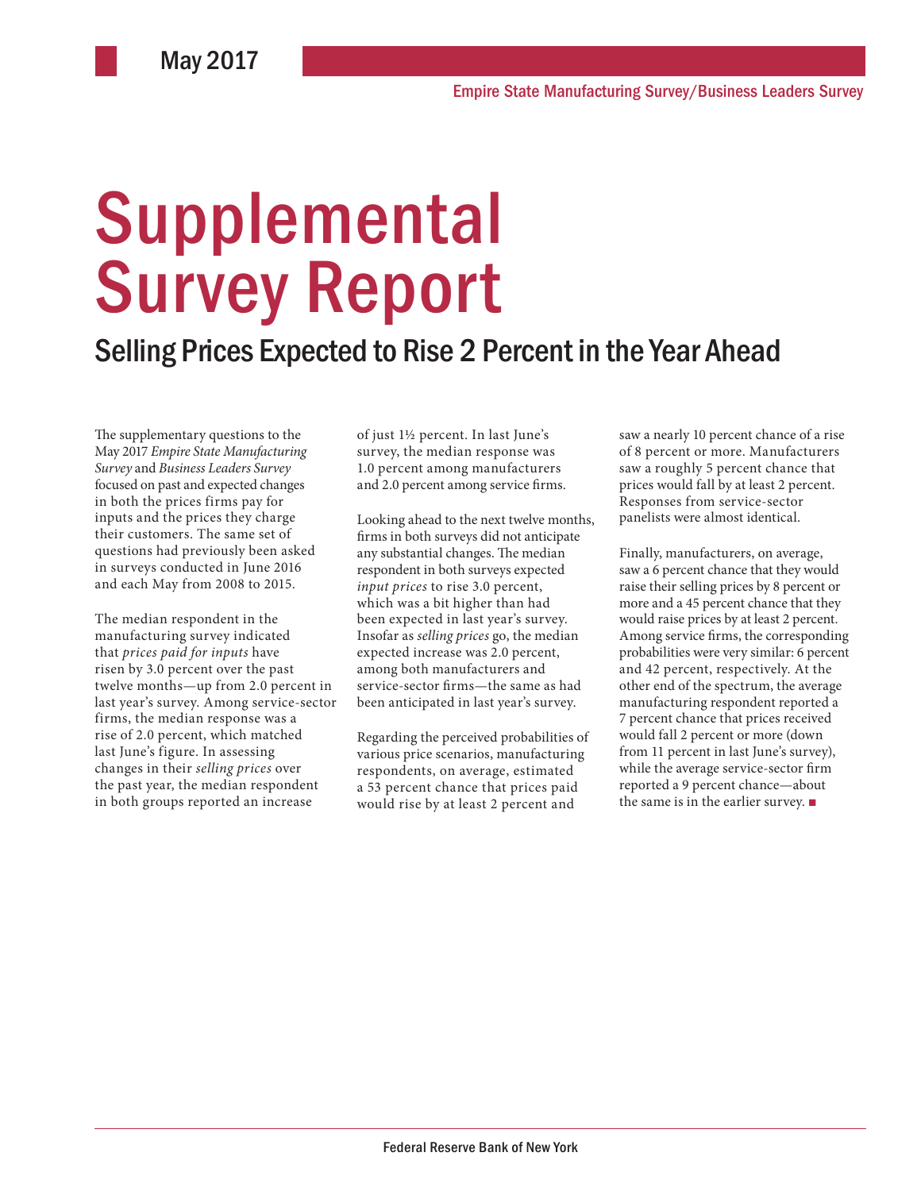May 2017

Empire State Manufacturing Survey/Business Leaders Survey

# Supplemental Survey Report

## Selling Prices Expected to Rise 2 Percent in the Year Ahead

The supplementary questions to the May 2017 *Empire State Manufacturing Survey* and *Business Leaders Survey* focused on past and expected changes in both the prices firms pay for inputs and the prices they charge their customers. The same set of questions had previously been asked in surveys conducted in June 2016 and each May from 2008 to 2015.

The median respondent in the manufacturing survey indicated that *prices paid for inputs* have risen by 3.0 percent over the past twelve months—up from 2.0 percent in last year's survey. Among service-sector firms, the median response was a rise of 2.0 percent, which matched last June's figure. In assessing changes in their *selling prices* over the past year, the median respondent in both groups reported an increase of just 1½ percent. In last June's survey, the median response was 1.0 percent among manufacturers and 2.0 percent among service firms.

Looking ahead to the next twelve months, firms in both surveys did not anticipate any substantial changes. The median respondent in both surveys expected *input prices* to rise 3.0 percent, which was a bit higher than had been expected in last year's survey. Insofar as *selling prices* go, the median expected increase was 2.0 percent, among both manufacturers and service-sector firms—the same as had been anticipated in last year's survey.

Regarding the perceived probabilities of various price scenarios, manufacturing respondents, on average, estimated a 53 percent chance that prices paid would rise by at least 2 percent and saw a nearly 10 percent chance of a rise of 8 percent or more. Manufacturers saw a roughly 5 percent chance that prices would fall by at least 2 percent. Responses from service-sector panelists were almost identical.

Finally, manufacturers, on average, saw a 6 percent chance that they would raise their selling prices by 8 percent or more and a 45 percent chance that they would raise prices by at least 2 percent. Among service firms, the corresponding probabilities were very similar: 6 percent and 42 percent, respectively. At the other end of the spectrum, the average manufacturing respondent reported a 7 percent chance that prices received would fall 2 percent or more (down from 11 percent in last June's survey), while the average service-sector firm reported a 9 percent chance—about the same is in the earlier survey. ■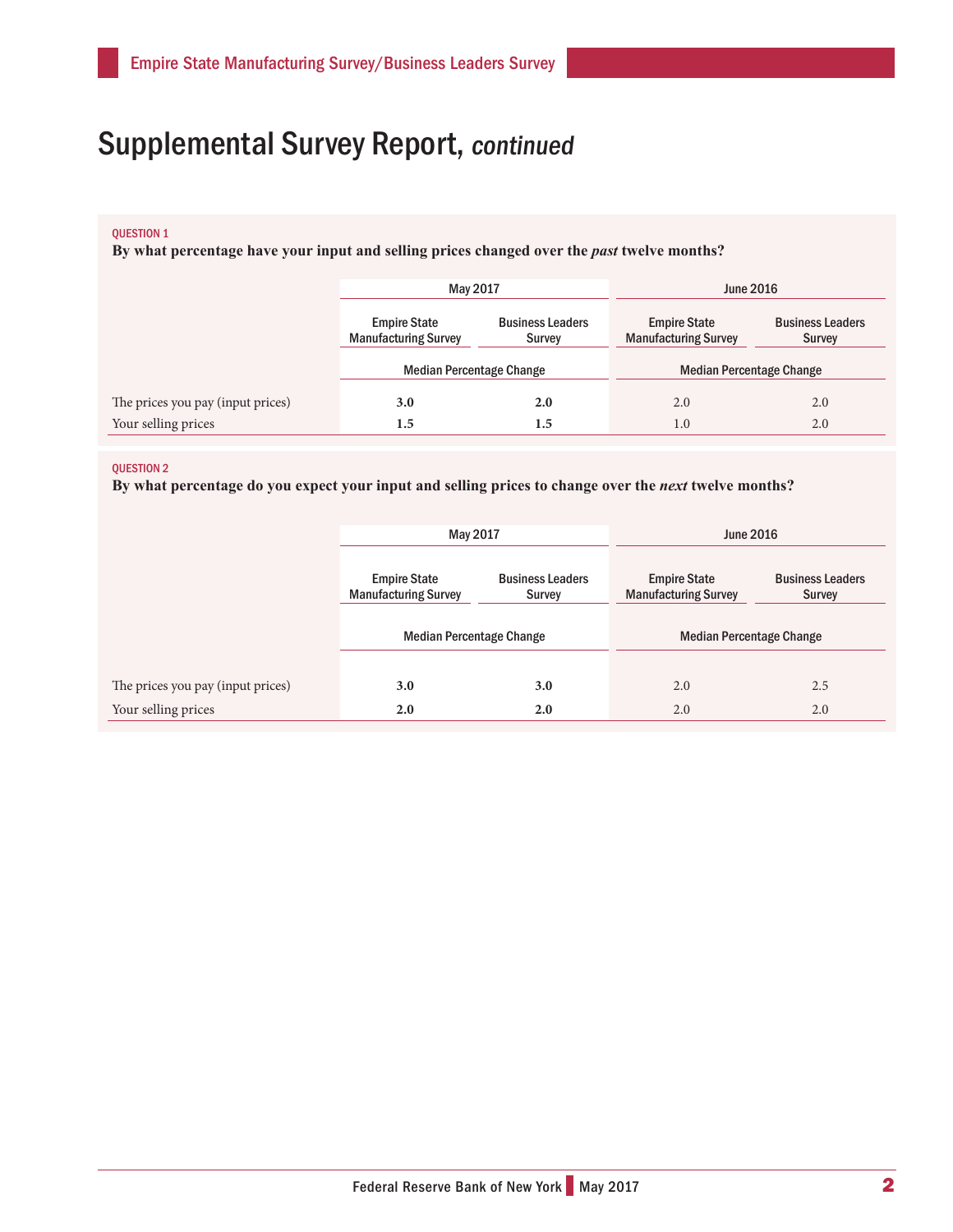# Supplemental Survey Report, *continued*

QUESTION 1

**By what percentage have your input and selling prices changed over the *past* twelve months?**

| | May 2017 | | June 2016 | |
|---|---|---|---|---|
| | Empire State Manufacturing Survey | Business Leaders Survey | Empire State Manufacturing Survey | Business Leaders Survey |
| | Median Percentage Change | | Median Percentage Change | |
| The prices you pay (input prices) | **3.0** | **2.0** | 2.0 | 2.0 |
| Your selling prices | **1.5** | **1.5** | 1.0 | 2.0 |

QUESTION 2

**By what percentage do you expect your input and selling prices to change over the *next* twelve months?**

| | May 2017 | | June 2016 | |
|---|---|---|---|---|
| | Empire State Manufacturing Survey | Business Leaders Survey | Empire State Manufacturing Survey | Business Leaders Survey |
| | Median Percentage Change | | Median Percentage Change | |
| The prices you pay (input prices) | **3.0** | **3.0** | 2.0 | 2.5 |
| Your selling prices | **2.0** | **2.0** | 2.0 | 2.0 |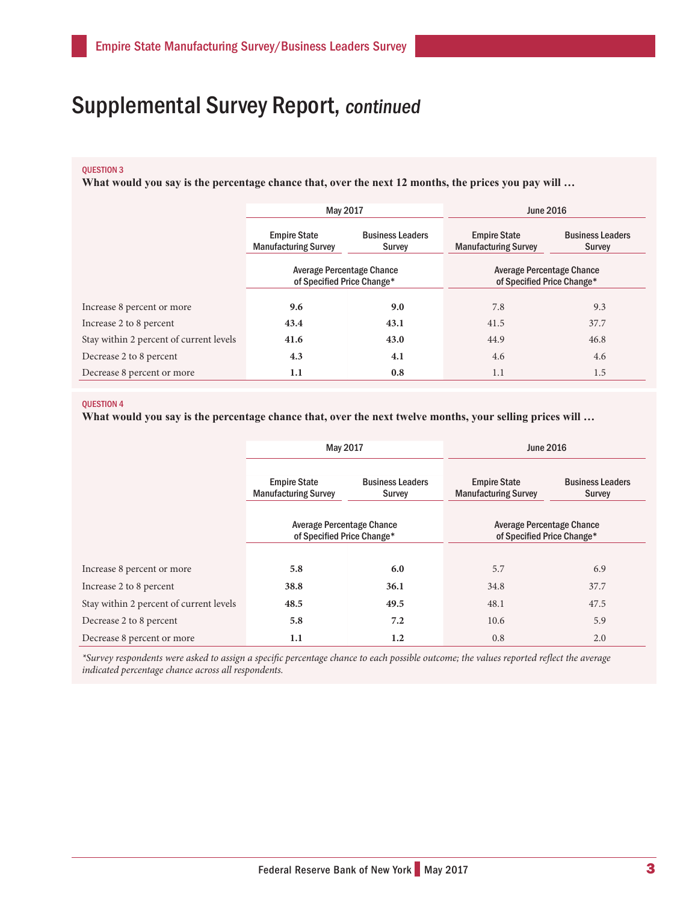# Supplemental Survey Report, *continued*

QUESTION 3

**What would you say is the percentage chance that, over the next 12 months, the prices you pay will …**

| | May 2017 | | June 2016 | |
|---|---|---|---|---|
| | Empire State Manufacturing Survey | Business Leaders Survey | Empire State Manufacturing Survey | Business Leaders Survey |
| | Average Percentage Chance of Specified Price Change* | | Average Percentage Chance of Specified Price Change* | |
| Increase 8 percent or more | **9.6** | **9.0** | 7.8 | 9.3 |
| Increase 2 to 8 percent | **43.4** | **43.1** | 41.5 | 37.7 |
| Stay within 2 percent of current levels | **41.6** | **43.0** | 44.9 | 46.8 |
| Decrease 2 to 8 percent | **4.3** | **4.1** | 4.6 | 4.6 |
| Decrease 8 percent or more | **1.1** | **0.8** | 1.1 | 1.5 |

QUESTION 4

**What would you say is the percentage chance that, over the next twelve months, your selling prices will …**

| | May 2017 | | June 2016 | |
|---|---|---|---|---|
| | Empire State Manufacturing Survey | Business Leaders Survey | Empire State Manufacturing Survey | Business Leaders Survey |
| | Average Percentage Chance of Specified Price Change* | | Average Percentage Chance of Specified Price Change* | |
| Increase 8 percent or more | **5.8** | **6.0** | 5.7 | 6.9 |
| Increase 2 to 8 percent | **38.8** | **36.1** | 34.8 | 37.7 |
| Stay within 2 percent of current levels | **48.5** | **49.5** | 48.1 | 47.5 |
| Decrease 2 to 8 percent | **5.8** | **7.2** | 10.6 | 5.9 |
| Decrease 8 percent or more | **1.1** | **1.2** | 0.8 | 2.0 |

*\*Survey respondents were asked to assign a specific percentage chance to each possible outcome; the values reported reflect the average indicated percentage chance across all respondents.*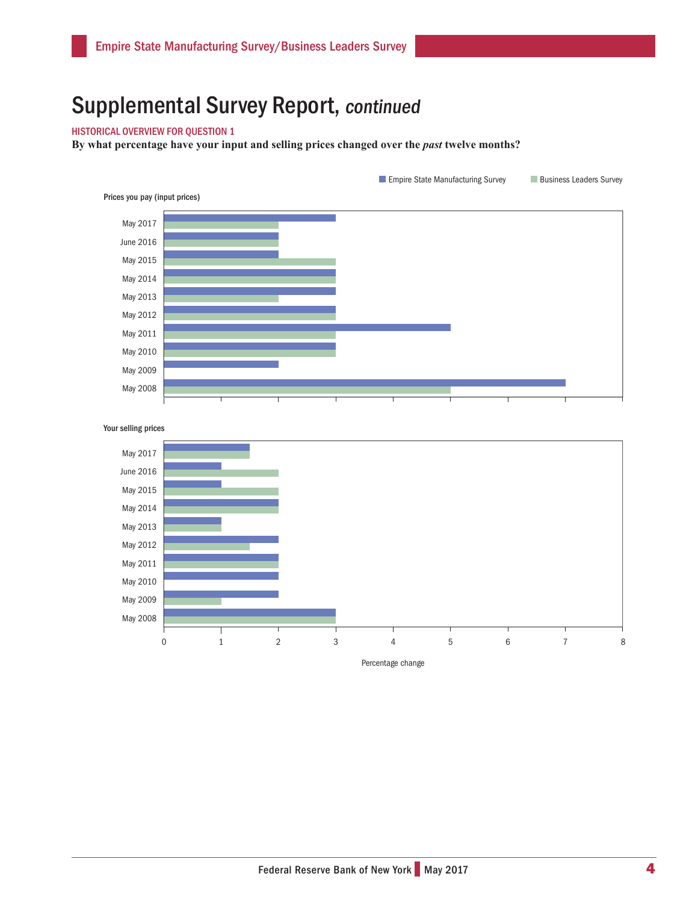# Supplemental Survey Report, *continued*

HISTORICAL OVERVIEW FOR QUESTION 1

**By what percentage have your input and selling prices changed over the *past* twelve months?**

Empire State Manufacturing Survey | Business Leaders Survey

Prices you pay (input prices)

| | Empire State Manufacturing Survey | Business Leaders Survey |
|---|---|---|
| May 2017 | 3 | 2 |
| June 2016 | 2 | 2 |
| May 2015 | 2 | 3 |
| May 2014 | 3 | 3 |
| May 2013 | 3 | 2 |
| May 2012 | 3 | 3 |
| May 2011 | 5 | 3 |
| May 2010 | 3 | 3 |
| May 2009 | 2 | |
| May 2008 | 7 | 5 |

Your selling prices

| | Empire State Manufacturing Survey | Business Leaders Survey |
|---|---|---|
| May 2017 | 1.5 | 1.5 |
| June 2016 | 1 | 2 |
| May 2015 | 1 | 2 |
| May 2014 | 2 | 2 |
| May 2013 | 1 | 1 |
| May 2012 | 2 | 1.5 |
| May 2011 | 2 | 2 |
| May 2010 | 2 | |
| May 2009 | 2 | 1 |
| May 2008 | 3 | 3 |

Percentage change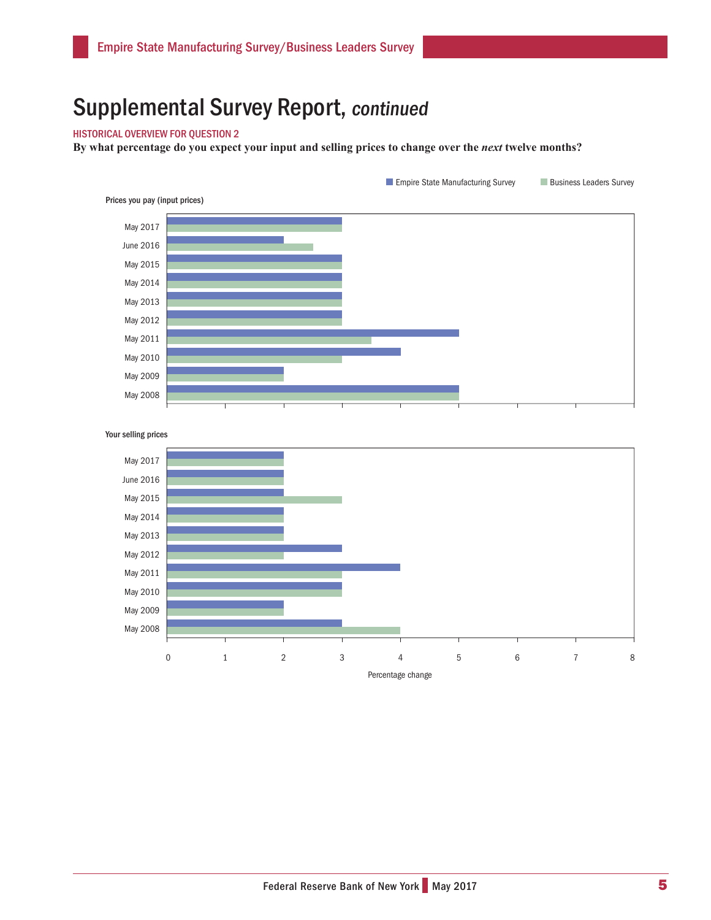# Supplemental Survey Report, *continued*

HISTORICAL OVERVIEW FOR QUESTION 2

**By what percentage do you expect your input and selling prices to change over the *next* twelve months?**

Empire State Manufacturing Survey
Business Leaders Survey

Prices you pay (input prices)

May 2017
June 2016
May 2015
May 2014
May 2013
May 2012
May 2011
May 2010
May 2009
May 2008

Your selling prices

May 2017
June 2016
May 2015
May 2014
May 2013
May 2012
May 2011
May 2010
May 2009
May 2008

0 1 2 3 4 5 6 7 8

Percentage change